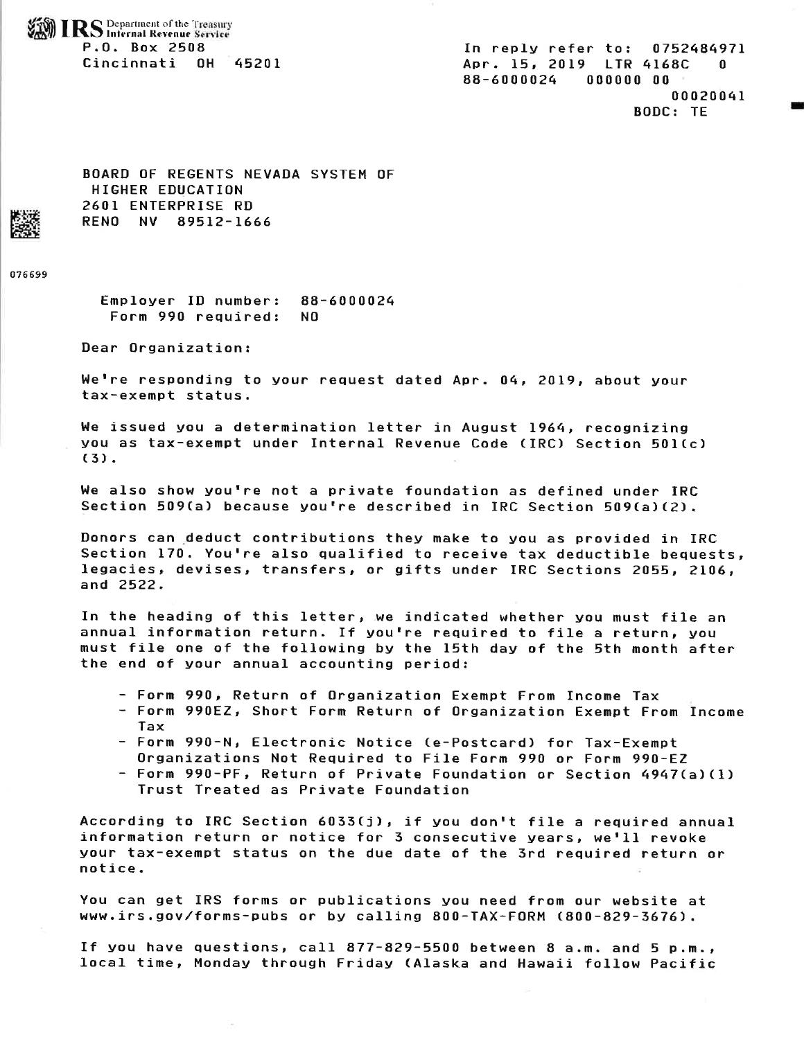IRS Department of the Treasury
Internal Revenue Service

P.O. Box 2508
Cincinnati OH 45201

In reply refer to: 0752484971
Apr. 15, 2019 LTR 4168C 0
88-6000024 000000 00
00020041
BODC: TE

BOARD OF REGENTS NEVADA SYSTEM OF
HIGHER EDUCATION
2601 ENTERPRISE RD
RENO NV 89512-1666

076699

Employer ID number: 88-6000024
Form 990 required: NO

Dear Organization:

We're responding to your request dated Apr. 04, 2019, about your tax-exempt status.

We issued you a determination letter in August 1964, recognizing you as tax-exempt under Internal Revenue Code (IRC) Section 501(c)(3).

We also show you're not a private foundation as defined under IRC Section 509(a) because you're described in IRC Section 509(a)(2).

Donors can deduct contributions they make to you as provided in IRC Section 170. You're also qualified to receive tax deductible bequests, legacies, devises, transfers, or gifts under IRC Sections 2055, 2106, and 2522.

In the heading of this letter, we indicated whether you must file an annual information return. If you're required to file a return, you must file one of the following by the 15th day of the 5th month after the end of your annual accounting period:

- Form 990, Return of Organization Exempt From Income Tax
- Form 990EZ, Short Form Return of Organization Exempt From Income Tax
- Form 990-N, Electronic Notice (e-Postcard) for Tax-Exempt Organizations Not Required to File Form 990 or Form 990-EZ
- Form 990-PF, Return of Private Foundation or Section 4947(a)(1) Trust Treated as Private Foundation

According to IRC Section 6033(j), if you don't file a required annual information return or notice for 3 consecutive years, we'll revoke your tax-exempt status on the due date of the 3rd required return or notice.

You can get IRS forms or publications you need from our website at www.irs.gov/forms-pubs or by calling 800-TAX-FORM (800-829-3676).

If you have questions, call 877-829-5500 between 8 a.m. and 5 p.m., local time, Monday through Friday (Alaska and Hawaii follow Pacific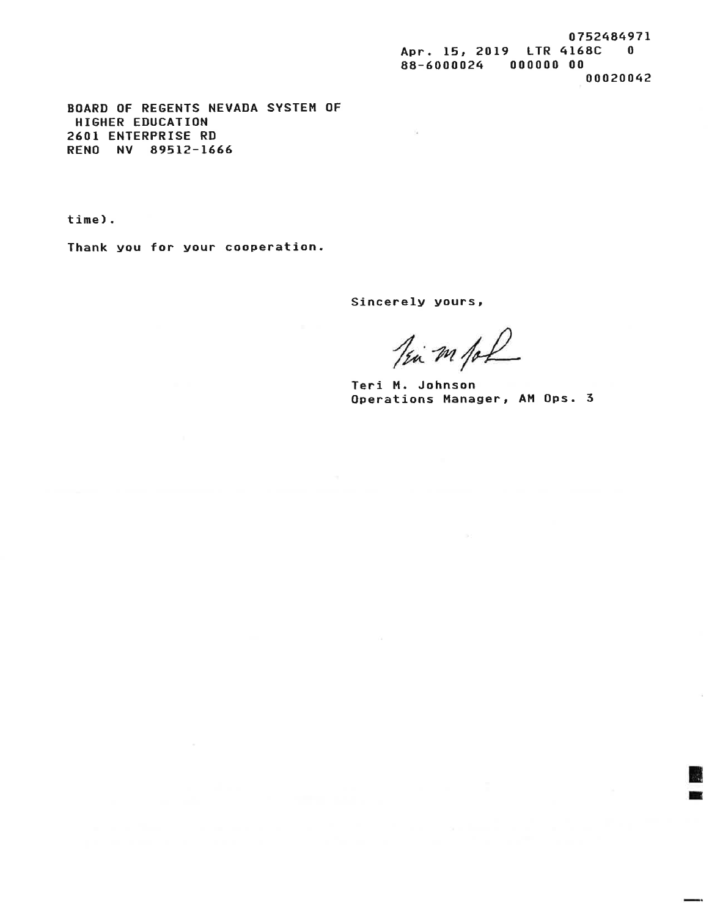0752484971
Apr. 15, 2019 LTR 4168C 0
88-6000024 000000 00
00020042

BOARD OF REGENTS NEVADA SYSTEM OF
HIGHER EDUCATION
2601 ENTERPRISE RD
RENO NV 89512-1666

time).

Thank you for your cooperation.

Sincerely yours,

Teri M. Johnson
Operations Manager, AM Ops. 3